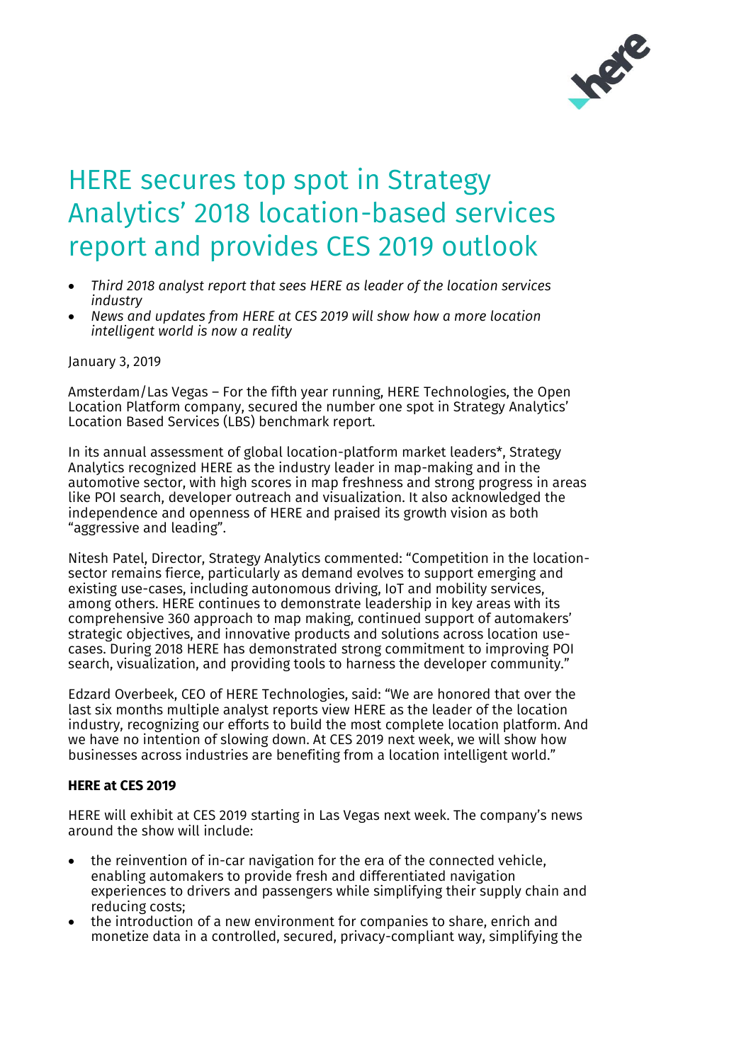# HERE secures top spot in Strategy Analytics' 2018 location-based services report and provides CES 2019 outlook

- *Third 2018 analyst report that sees HERE as leader of the location services industry*
- *News and updates from HERE at CES 2019 will show how a more location intelligent world is now a reality*

January 3, 2019

Amsterdam/Las Vegas – For the fifth year running, HERE Technologies, the Open Location Platform company, secured the number one spot in Strategy Analytics' Location Based Services (LBS) benchmark report.

In its annual assessment of global location-platform market leaders*, Strategy Analytics recognized HERE as the industry leader in map-making and in the automotive sector, with high scores in map freshness and strong progress in areas like POI search, developer outreach and visualization. It also acknowledged the independence and openness of HERE and praised its growth vision as both "aggressive and leading".

Nitesh Patel, Director, Strategy Analytics commented: "Competition in the location-sector remains fierce, particularly as demand evolves to support emerging and existing use-cases, including autonomous driving, IoT and mobility services, among others. HERE continues to demonstrate leadership in key areas with its comprehensive 360 approach to map making, continued support of automakers' strategic objectives, and innovative products and solutions across location use-cases. During 2018 HERE has demonstrated strong commitment to improving POI search, visualization, and providing tools to harness the developer community."

Edzard Overbeek, CEO of HERE Technologies, said: "We are honored that over the last six months multiple analyst reports view HERE as the leader of the location industry, recognizing our efforts to build the most complete location platform. And we have no intention of slowing down. At CES 2019 next week, we will show how businesses across industries are benefiting from a location intelligent world."

**HERE at CES 2019**

HERE will exhibit at CES 2019 starting in Las Vegas next week. The company's news around the show will include:

- the reinvention of in-car navigation for the era of the connected vehicle, enabling automakers to provide fresh and differentiated navigation experiences to drivers and passengers while simplifying their supply chain and reducing costs;
- the introduction of a new environment for companies to share, enrich and monetize data in a controlled, secured, privacy-compliant way, simplifying the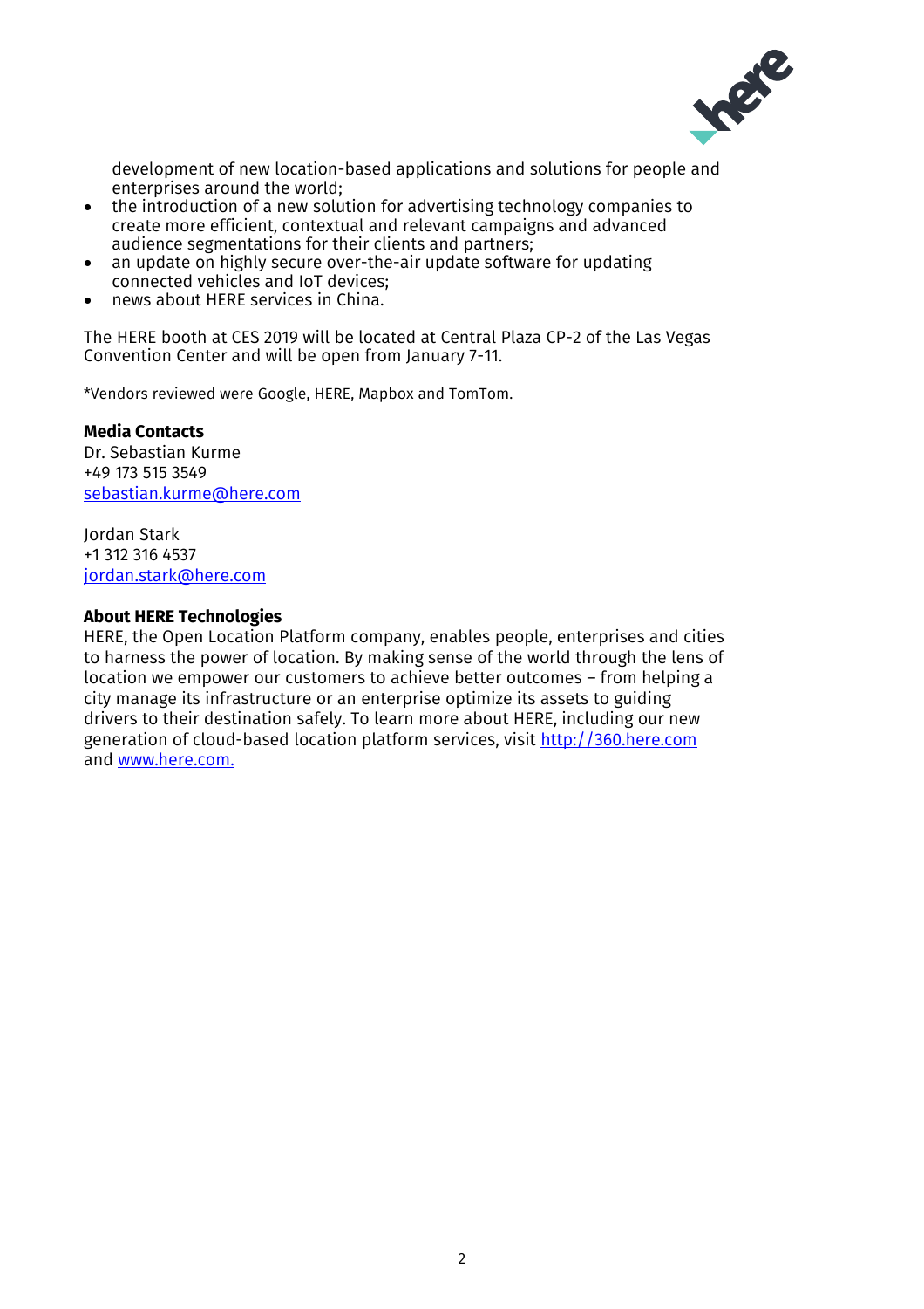development of new location-based applications and solutions for people and enterprises around the world;

- the introduction of a new solution for advertising technology companies to create more efficient, contextual and relevant campaigns and advanced audience segmentations for their clients and partners;
- an update on highly secure over-the-air update software for updating connected vehicles and IoT devices;
- news about HERE services in China.

The HERE booth at CES 2019 will be located at Central Plaza CP-2 of the Las Vegas Convention Center and will be open from January 7-11.

*Vendors reviewed were Google, HERE, Mapbox and TomTom.

**Media Contacts**
Dr. Sebastian Kurme
+49 173 515 3549
sebastian.kurme@here.com

Jordan Stark
+1 312 316 4537
jordan.stark@here.com

**About HERE Technologies**
HERE, the Open Location Platform company, enables people, enterprises and cities to harness the power of location. By making sense of the world through the lens of location we empower our customers to achieve better outcomes – from helping a city manage its infrastructure or an enterprise optimize its assets to guiding drivers to their destination safely. To learn more about HERE, including our new generation of cloud-based location platform services, visit http://360.here.com and www.here.com.